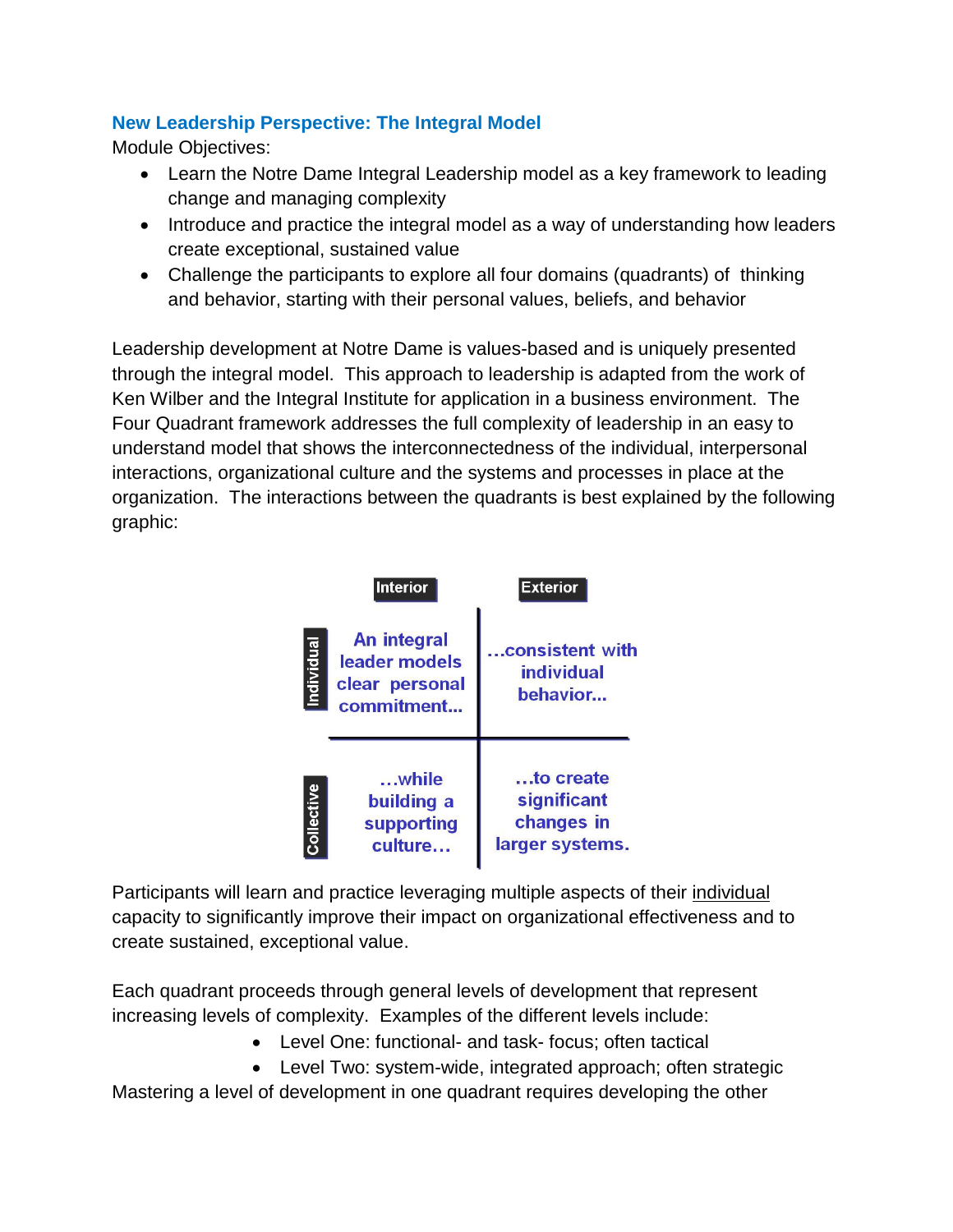## New Leadership Perspective: The Integral Model

Module Objectives:

- Learn the Notre Dame Integral Leadership model as a key framework to leading change and managing complexity
- Introduce and practice the integral model as a way of understanding how leaders create exceptional, sustained value
- Challenge the participants to explore all four domains (quadrants) of thinking and behavior, starting with their personal values, beliefs, and behavior

Leadership development at Notre Dame is values-based and is uniquely presented through the integral model. This approach to leadership is adapted from the work of Ken Wilber and the Integral Institute for application in a business environment. The Four Quadrant framework addresses the full complexity of leadership in an easy to understand model that shows the interconnectedness of the individual, interpersonal interactions, organizational culture and the systems and processes in place at the organization. The interactions between the quadrants is best explained by the following graphic:

| | Interior | Exterior |
|---|---|---|
| **Individual** | An integral leader models clear personal commitment... | ...consistent with individual behavior... |
| **Collective** | ...while building a supporting culture... | ...to create significant changes in larger systems. |

Participants will learn and practice leveraging multiple aspects of their <u>individual</u> capacity to significantly improve their impact on organizational effectiveness and to create sustained, exceptional value.

Each quadrant proceeds through general levels of development that represent increasing levels of complexity. Examples of the different levels include:

- Level One: functional- and task- focus; often tactical
- Level Two: system-wide, integrated approach; often strategic

Mastering a level of development in one quadrant requires developing the other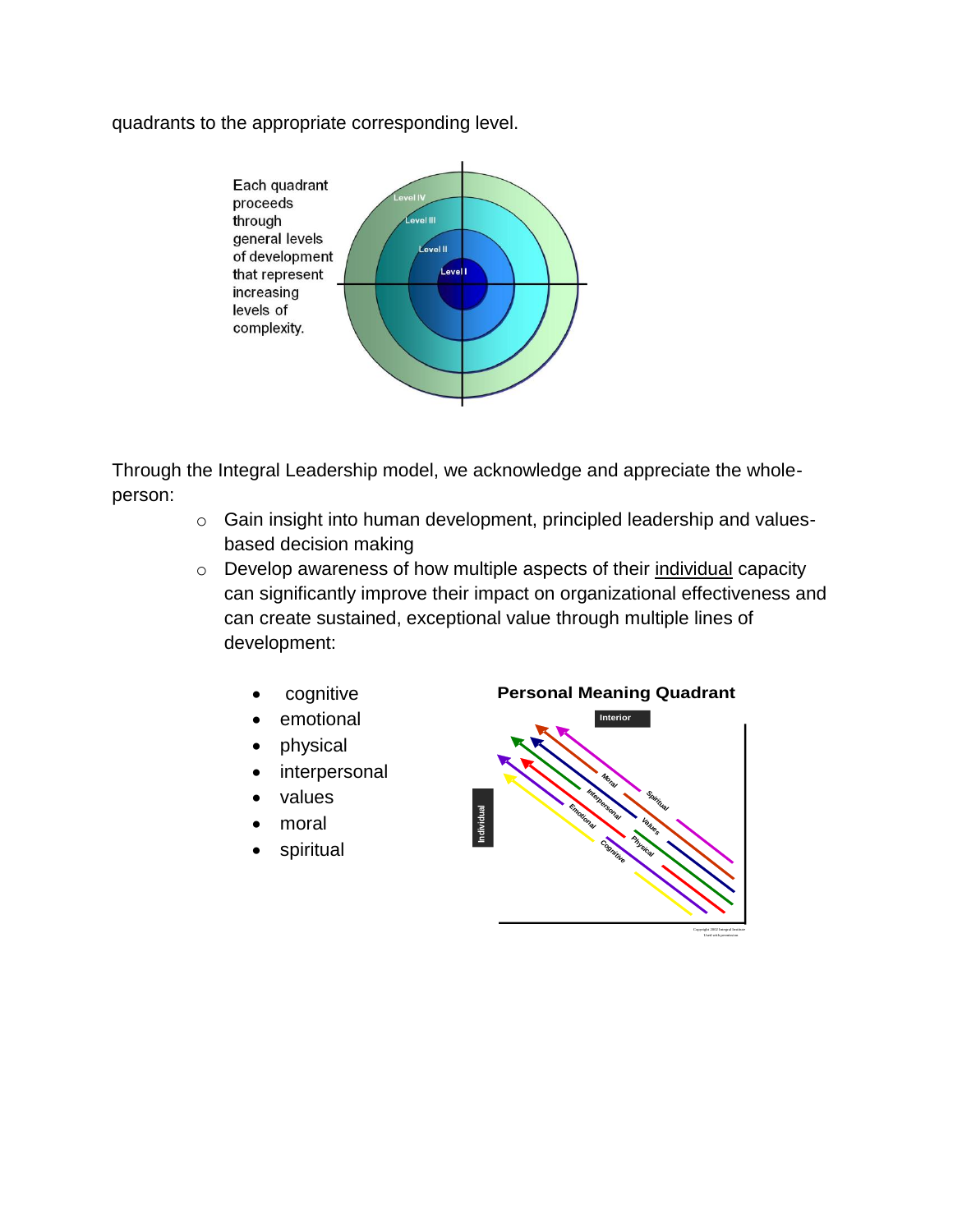quadrants to the appropriate corresponding level.

Each quadrant proceeds through general levels of development that represent increasing levels of complexity.

Level IV
Level III
Level II
Level I

Through the Integral Leadership model, we acknowledge and appreciate the whole-person:

- Gain insight into human development, principled leadership and values-based decision making
- Develop awareness of how multiple aspects of their individual capacity can significantly improve their impact on organizational effectiveness and can create sustained, exceptional value through multiple lines of development:
  - cognitive
  - emotional
  - physical
  - interpersonal
  - values
  - moral
  - spiritual

**Personal Meaning Quadrant**

Interior

Individual

Moral
Spiritual
Interpersonal
Values
Emotional
Physical
Cognitive

Copyright 2002 Integral Institute
Used with permission